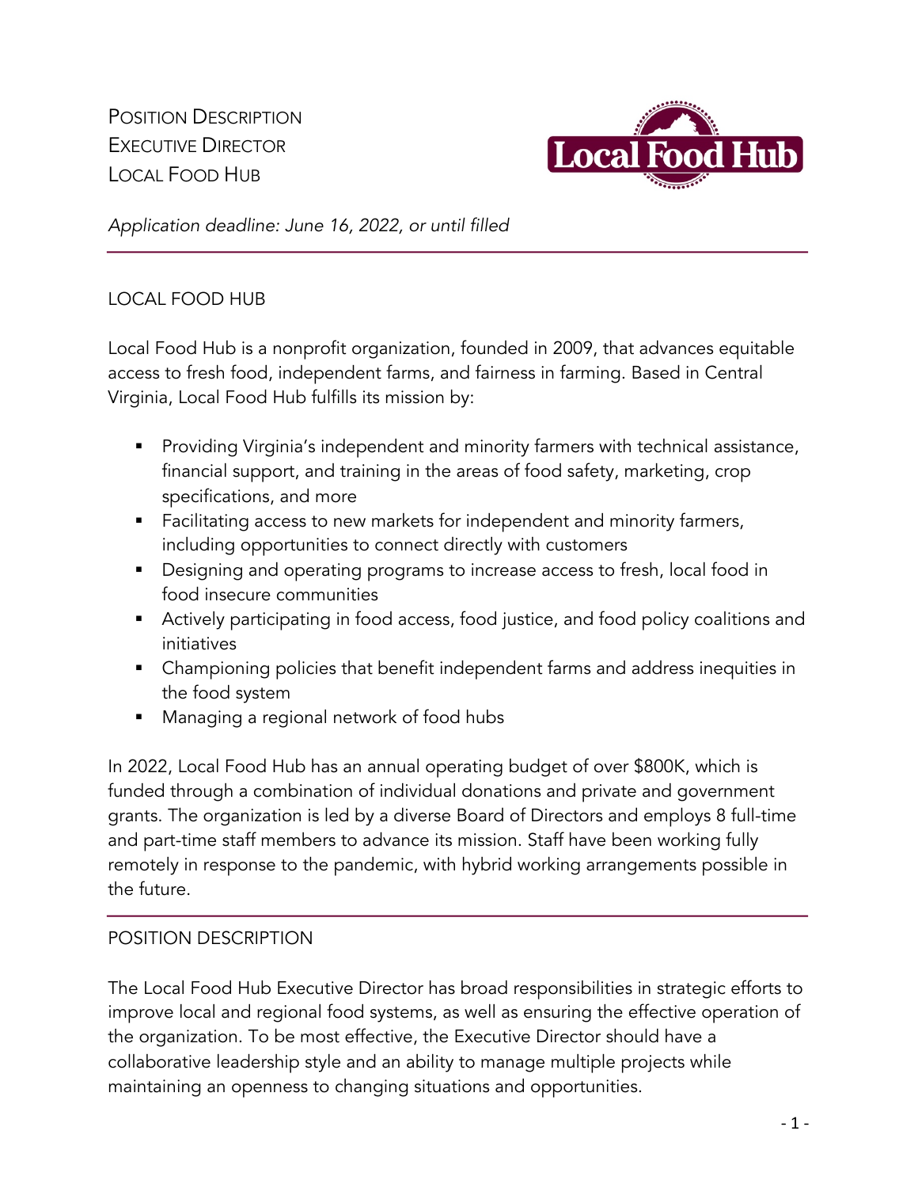# Position Description
# Executive Director
# Local Food Hub

*Application deadline: June 16, 2022, or until filled*

---

## LOCAL FOOD HUB

Local Food Hub is a nonprofit organization, founded in 2009, that advances equitable access to fresh food, independent farms, and fairness in farming. Based in Central Virginia, Local Food Hub fulfills its mission by:

- Providing Virginia's independent and minority farmers with technical assistance, financial support, and training in the areas of food safety, marketing, crop specifications, and more
- Facilitating access to new markets for independent and minority farmers, including opportunities to connect directly with customers
- Designing and operating programs to increase access to fresh, local food in food insecure communities
- Actively participating in food access, food justice, and food policy coalitions and initiatives
- Championing policies that benefit independent farms and address inequities in the food system
- Managing a regional network of food hubs

In 2022, Local Food Hub has an annual operating budget of over $800K, which is funded through a combination of individual donations and private and government grants. The organization is led by a diverse Board of Directors and employs 8 full-time and part-time staff members to advance its mission. Staff have been working fully remotely in response to the pandemic, with hybrid working arrangements possible in the future.

---

## POSITION DESCRIPTION

The Local Food Hub Executive Director has broad responsibilities in strategic efforts to improve local and regional food systems, as well as ensuring the effective operation of the organization. To be most effective, the Executive Director should have a collaborative leadership style and an ability to manage multiple projects while maintaining an openness to changing situations and opportunities.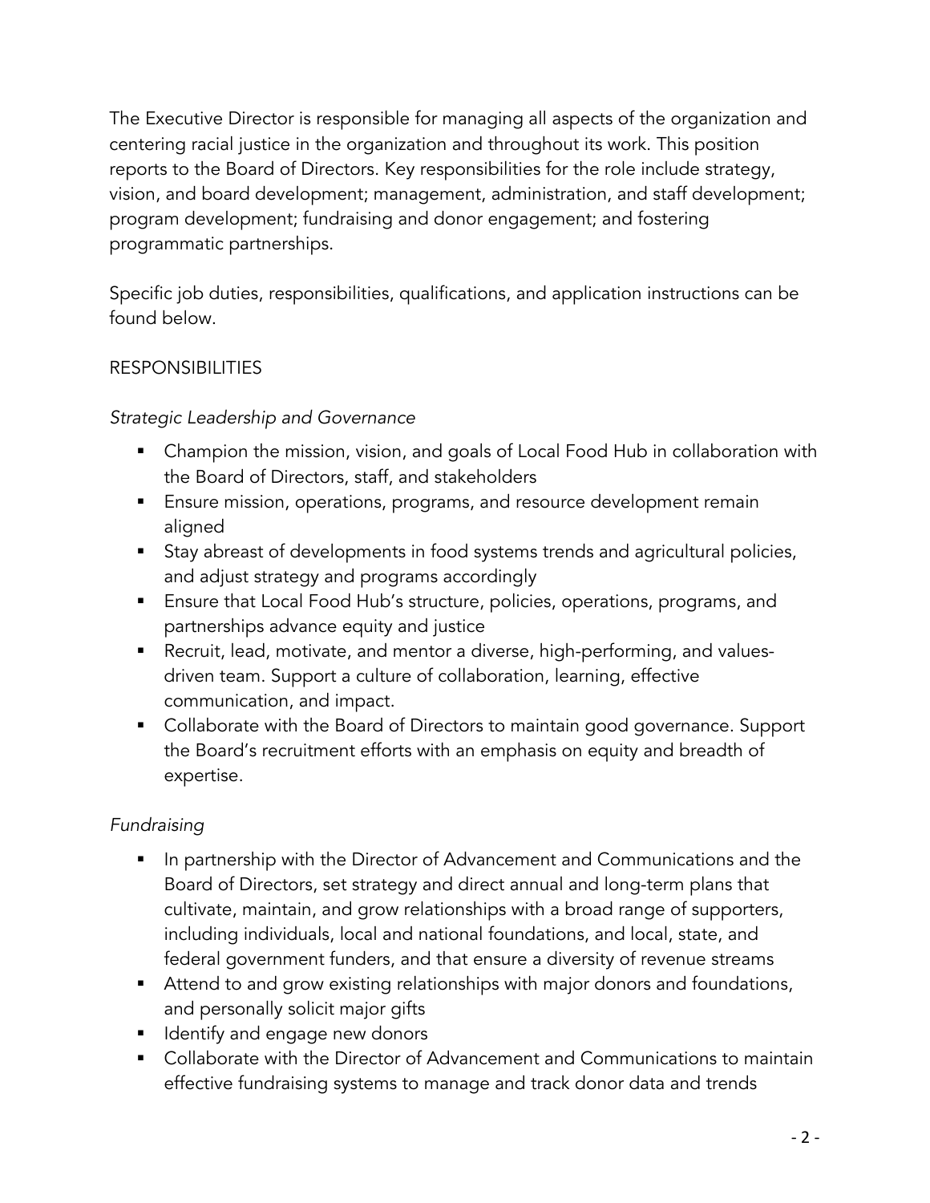The Executive Director is responsible for managing all aspects of the organization and centering racial justice in the organization and throughout its work. This position reports to the Board of Directors. Key responsibilities for the role include strategy, vision, and board development; management, administration, and staff development; program development; fundraising and donor engagement; and fostering programmatic partnerships.

Specific job duties, responsibilities, qualifications, and application instructions can be found below.

## RESPONSIBILITIES

### *Strategic Leadership and Governance*

- Champion the mission, vision, and goals of Local Food Hub in collaboration with the Board of Directors, staff, and stakeholders
- Ensure mission, operations, programs, and resource development remain aligned
- Stay abreast of developments in food systems trends and agricultural policies, and adjust strategy and programs accordingly
- Ensure that Local Food Hub's structure, policies, operations, programs, and partnerships advance equity and justice
- Recruit, lead, motivate, and mentor a diverse, high-performing, and values-driven team. Support a culture of collaboration, learning, effective communication, and impact.
- Collaborate with the Board of Directors to maintain good governance. Support the Board's recruitment efforts with an emphasis on equity and breadth of expertise.

### *Fundraising*

- In partnership with the Director of Advancement and Communications and the Board of Directors, set strategy and direct annual and long-term plans that cultivate, maintain, and grow relationships with a broad range of supporters, including individuals, local and national foundations, and local, state, and federal government funders, and that ensure a diversity of revenue streams
- Attend to and grow existing relationships with major donors and foundations, and personally solicit major gifts
- Identify and engage new donors
- Collaborate with the Director of Advancement and Communications to maintain effective fundraising systems to manage and track donor data and trends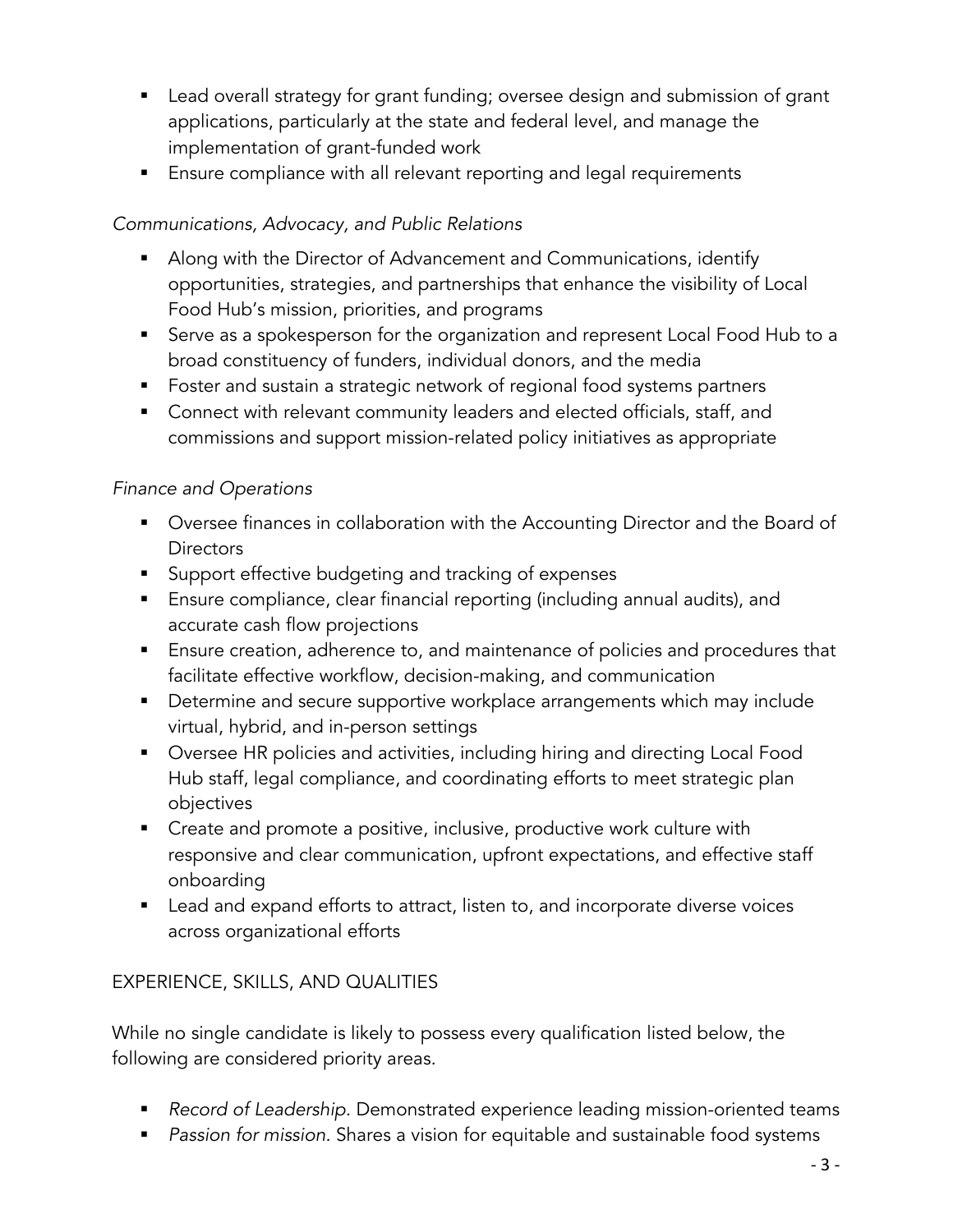- Lead overall strategy for grant funding; oversee design and submission of grant applications, particularly at the state and federal level, and manage the implementation of grant-funded work
- Ensure compliance with all relevant reporting and legal requirements

*Communications, Advocacy, and Public Relations*

- Along with the Director of Advancement and Communications, identify opportunities, strategies, and partnerships that enhance the visibility of Local Food Hub's mission, priorities, and programs
- Serve as a spokesperson for the organization and represent Local Food Hub to a broad constituency of funders, individual donors, and the media
- Foster and sustain a strategic network of regional food systems partners
- Connect with relevant community leaders and elected officials, staff, and commissions and support mission-related policy initiatives as appropriate

*Finance and Operations*

- Oversee finances in collaboration with the Accounting Director and the Board of Directors
- Support effective budgeting and tracking of expenses
- Ensure compliance, clear financial reporting (including annual audits), and accurate cash flow projections
- Ensure creation, adherence to, and maintenance of policies and procedures that facilitate effective workflow, decision-making, and communication
- Determine and secure supportive workplace arrangements which may include virtual, hybrid, and in-person settings
- Oversee HR policies and activities, including hiring and directing Local Food Hub staff, legal compliance, and coordinating efforts to meet strategic plan objectives
- Create and promote a positive, inclusive, productive work culture with responsive and clear communication, upfront expectations, and effective staff onboarding
- Lead and expand efforts to attract, listen to, and incorporate diverse voices across organizational efforts

## EXPERIENCE, SKILLS, AND QUALITIES

While no single candidate is likely to possess every qualification listed below, the following are considered priority areas.

- *Record of Leadership*. Demonstrated experience leading mission-oriented teams
- *Passion for mission*. Shares a vision for equitable and sustainable food systems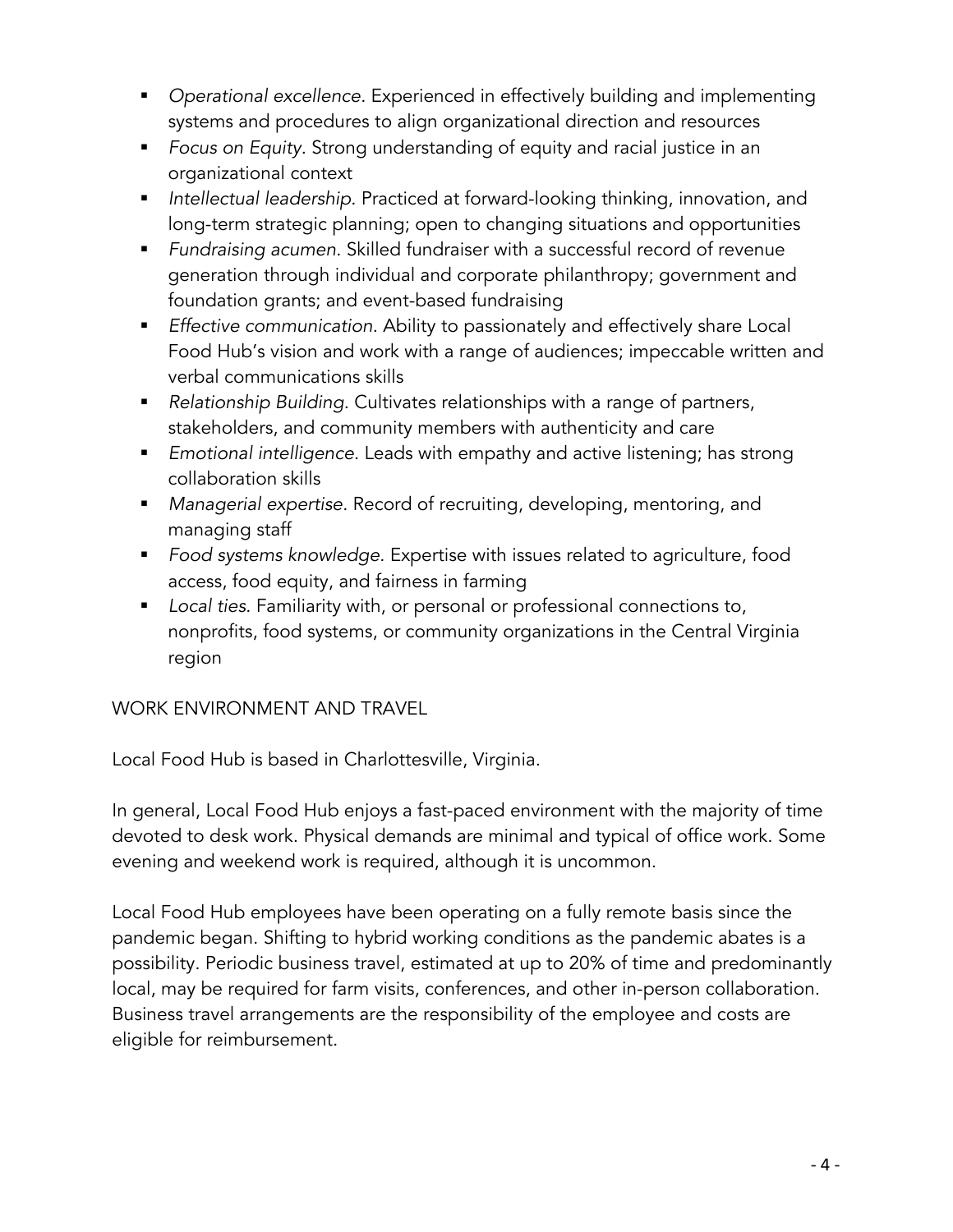- *Operational excellence*. Experienced in effectively building and implementing systems and procedures to align organizational direction and resources
- *Focus on Equity*. Strong understanding of equity and racial justice in an organizational context
- *Intellectual leadership*. Practiced at forward-looking thinking, innovation, and long-term strategic planning; open to changing situations and opportunities
- *Fundraising acumen*. Skilled fundraiser with a successful record of revenue generation through individual and corporate philanthropy; government and foundation grants; and event-based fundraising
- *Effective communication*. Ability to passionately and effectively share Local Food Hub's vision and work with a range of audiences; impeccable written and verbal communications skills
- *Relationship Building*. Cultivates relationships with a range of partners, stakeholders, and community members with authenticity and care
- *Emotional intelligence*. Leads with empathy and active listening; has strong collaboration skills
- *Managerial expertise*. Record of recruiting, developing, mentoring, and managing staff
- *Food systems knowledge*. Expertise with issues related to agriculture, food access, food equity, and fairness in farming
- *Local ties*. Familiarity with, or personal or professional connections to, nonprofits, food systems, or community organizations in the Central Virginia region

## WORK ENVIRONMENT AND TRAVEL

Local Food Hub is based in Charlottesville, Virginia.

In general, Local Food Hub enjoys a fast-paced environment with the majority of time devoted to desk work. Physical demands are minimal and typical of office work. Some evening and weekend work is required, although it is uncommon.

Local Food Hub employees have been operating on a fully remote basis since the pandemic began. Shifting to hybrid working conditions as the pandemic abates is a possibility. Periodic business travel, estimated at up to 20% of time and predominantly local, may be required for farm visits, conferences, and other in-person collaboration. Business travel arrangements are the responsibility of the employee and costs are eligible for reimbursement.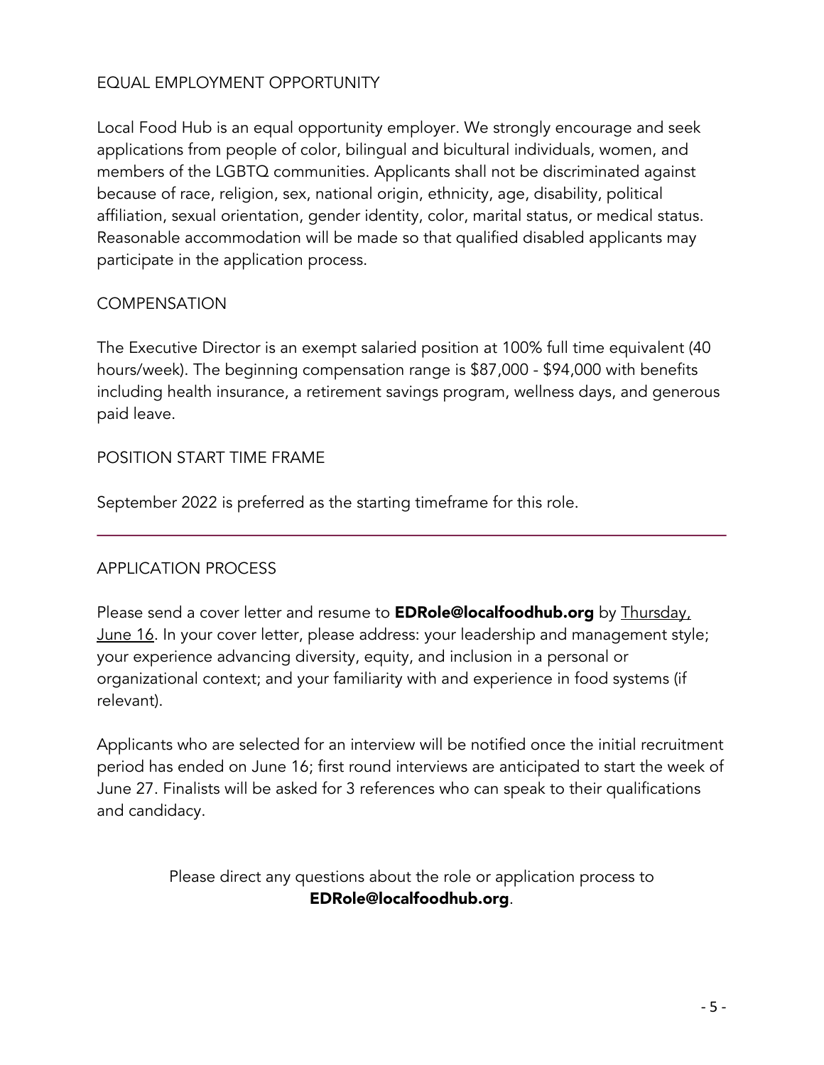## EQUAL EMPLOYMENT OPPORTUNITY

Local Food Hub is an equal opportunity employer. We strongly encourage and seek applications from people of color, bilingual and bicultural individuals, women, and members of the LGBTQ communities. Applicants shall not be discriminated against because of race, religion, sex, national origin, ethnicity, age, disability, political affiliation, sexual orientation, gender identity, color, marital status, or medical status. Reasonable accommodation will be made so that qualified disabled applicants may participate in the application process.

## COMPENSATION

The Executive Director is an exempt salaried position at 100% full time equivalent (40 hours/week). The beginning compensation range is $87,000 - $94,000 with benefits including health insurance, a retirement savings program, wellness days, and generous paid leave.

## POSITION START TIME FRAME

September 2022 is preferred as the starting timeframe for this role.

---

## APPLICATION PROCESS

Please send a cover letter and resume to **EDRole@localfoodhub.org** by <u>Thursday, June 16</u>. In your cover letter, please address: your leadership and management style; your experience advancing diversity, equity, and inclusion in a personal or organizational context; and your familiarity with and experience in food systems (if relevant).

Applicants who are selected for an interview will be notified once the initial recruitment period has ended on June 16; first round interviews are anticipated to start the week of June 27. Finalists will be asked for 3 references who can speak to their qualifications and candidacy.

Please direct any questions about the role or application process to **EDRole@localfoodhub.org**.